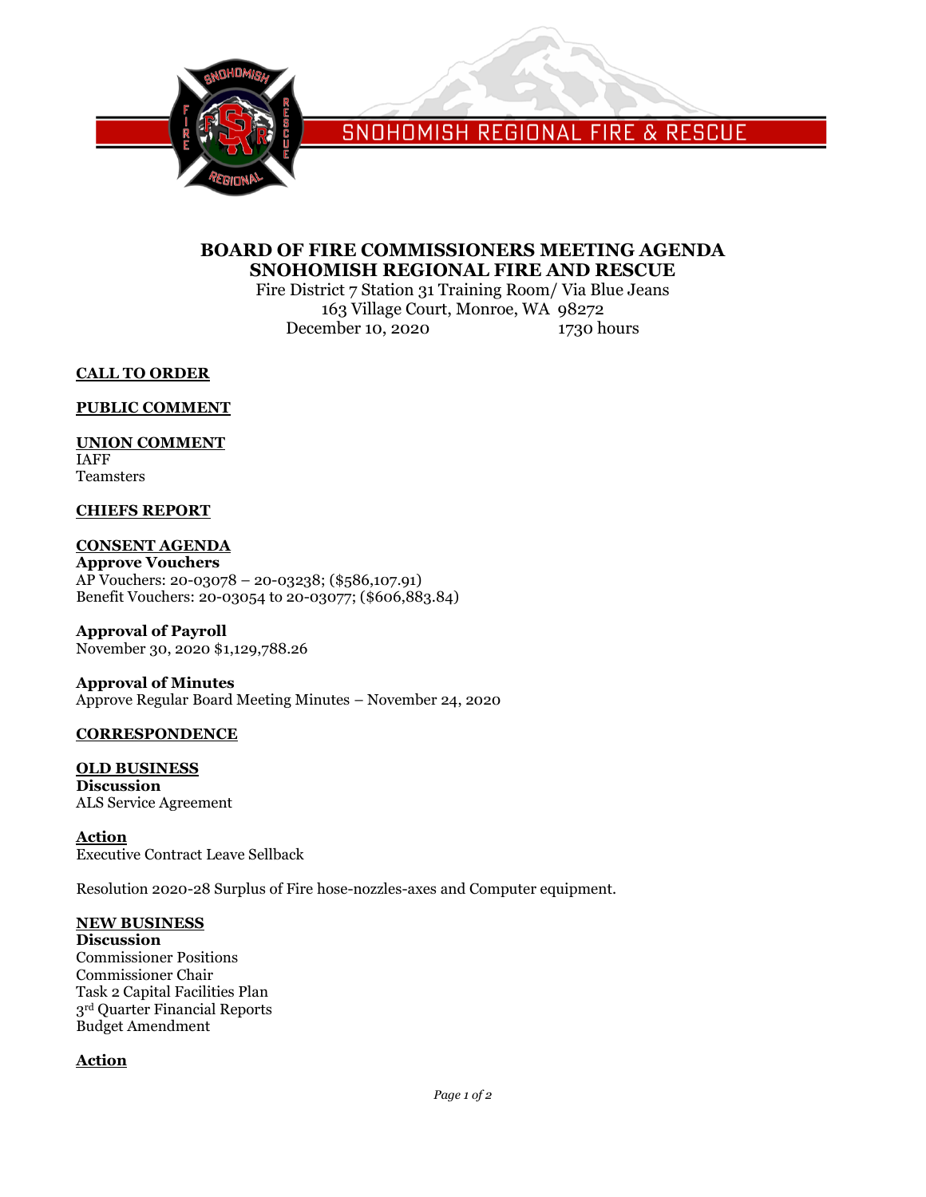SNOHOMISH REGIONAL FIRE & RESCUE

# BOARD OF FIRE COMMISSIONERS MEETING AGENDA
# SNOHOMISH REGIONAL FIRE AND RESCUE

Fire District 7 Station 31 Training Room/ Via Blue Jeans
163 Village Court, Monroe, WA 98272
December 10, 2020 1730 hours

**CALL TO ORDER**

**PUBLIC COMMENT**

**UNION COMMENT**
IAFF
Teamsters

**CHIEFS REPORT**

**CONSENT AGENDA**
**Approve Vouchers**
AP Vouchers: 20-03078 – 20-03238; ($586,107.91)
Benefit Vouchers: 20-03054 to 20-03077; ($606,883.84)

**Approval of Payroll**
November 30, 2020 $1,129,788.26

**Approval of Minutes**
Approve Regular Board Meeting Minutes – November 24, 2020

**CORRESPONDENCE**

**OLD BUSINESS**
**Discussion**
ALS Service Agreement

**Action**
Executive Contract Leave Sellback

Resolution 2020-28 Surplus of Fire hose-nozzles-axes and Computer equipment.

**NEW BUSINESS**
**Discussion**
Commissioner Positions
Commissioner Chair
Task 2 Capital Facilities Plan
3rd Quarter Financial Reports
Budget Amendment

**Action**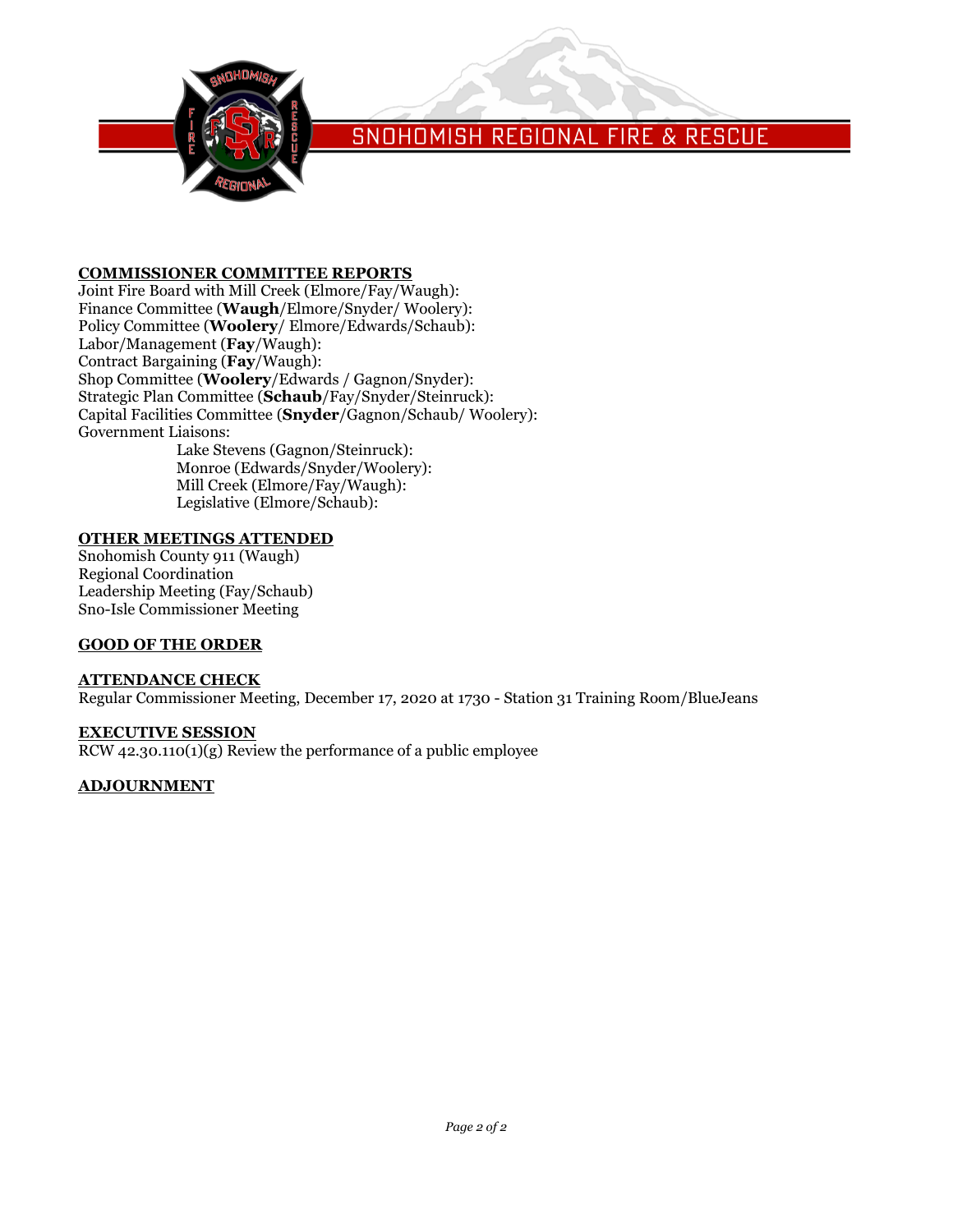**COMMISSIONER COMMITTEE REPORTS**

Joint Fire Board with Mill Creek (Elmore/Fay/Waugh):
Finance Committee (**Waugh**/Elmore/Snyder/ Woolery):
Policy Committee (**Woolery**/ Elmore/Edwards/Schaub):
Labor/Management (**Fay**/Waugh):
Contract Bargaining (**Fay**/Waugh):
Shop Committee (**Woolery**/Edwards / Gagnon/Snyder):
Strategic Plan Committee (**Schaub**/Fay/Snyder/Steinruck):
Capital Facilities Committee (**Snyder**/Gagnon/Schaub/ Woolery):
Government Liaisons:

- Lake Stevens (Gagnon/Steinruck):
- Monroe (Edwards/Snyder/Woolery):
- Mill Creek (Elmore/Fay/Waugh):
- Legislative (Elmore/Schaub):

**OTHER MEETINGS ATTENDED**

Snohomish County 911 (Waugh)
Regional Coordination
Leadership Meeting (Fay/Schaub)
Sno-Isle Commissioner Meeting

**GOOD OF THE ORDER**

**ATTENDANCE CHECK**

Regular Commissioner Meeting, December 17, 2020 at 1730 - Station 31 Training Room/BlueJeans

**EXECUTIVE SESSION**

RCW 42.30.110(1)(g) Review the performance of a public employee

**ADJOURNMENT**